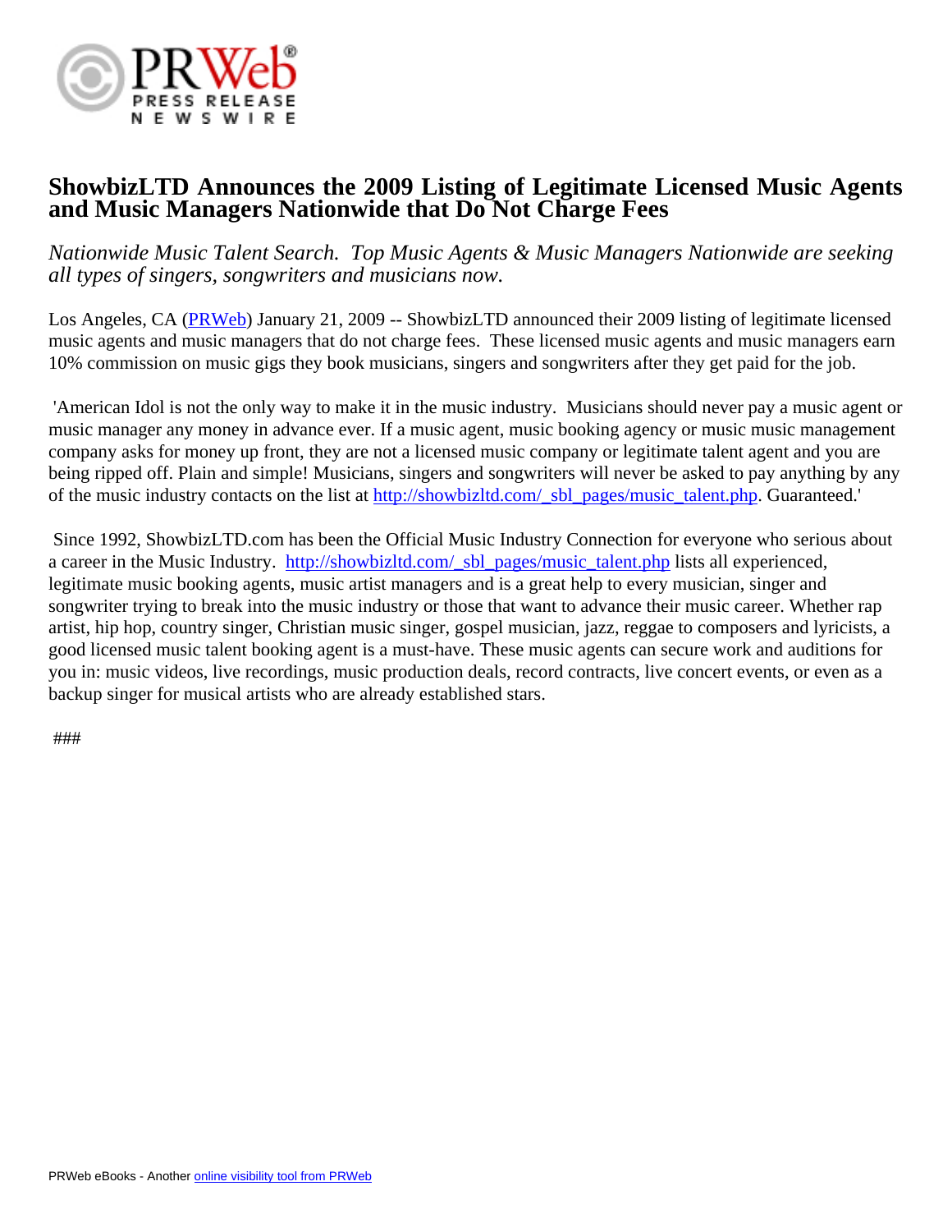# ShowbizLTD Announces the 2009 Listing of Legitimate Licensed Music Agents and Music Managers Nationwide that Do Not Charge Fees

*Nationwide Music Talent Search. Top Music Agents & Music Managers Nationwide are seeking all types of singers, songwriters and musicians now.*

Los Angeles, CA (PRWeb) January 21, 2009 -- ShowbizLTD announced their 2009 listing of legitimate licensed music agents and music managers that do not charge fees. These licensed music agents and music managers earn 10% commission on music gigs they book musicians, singers and songwriters after they get paid for the job.

'American Idol is not the only way to make it in the music industry. Musicians should never pay a music agent or music manager any money in advance ever. If a music agent, music booking agency or music music management company asks for money up front, they are not a licensed music company or legitimate talent agent and you are being ripped off. Plain and simple! Musicians, singers and songwriters will never be asked to pay anything by any of the music industry contacts on the list at http://showbizltd.com/_sbl_pages/music_talent.php. Guaranteed.'

Since 1992, ShowbizLTD.com has been the Official Music Industry Connection for everyone who serious about a career in the Music Industry. http://showbizltd.com/_sbl_pages/music_talent.php lists all experienced, legitimate music booking agents, music artist managers and is a great help to every musician, singer and songwriter trying to break into the music industry or those that want to advance their music career. Whether rap artist, hip hop, country singer, Christian music singer, gospel musician, jazz, reggae to composers and lyricists, a good licensed music talent booking agent is a must-have. These music agents can secure work and auditions for you in: music videos, live recordings, music production deals, record contracts, live concert events, or even as a backup singer for musical artists who are already established stars.

###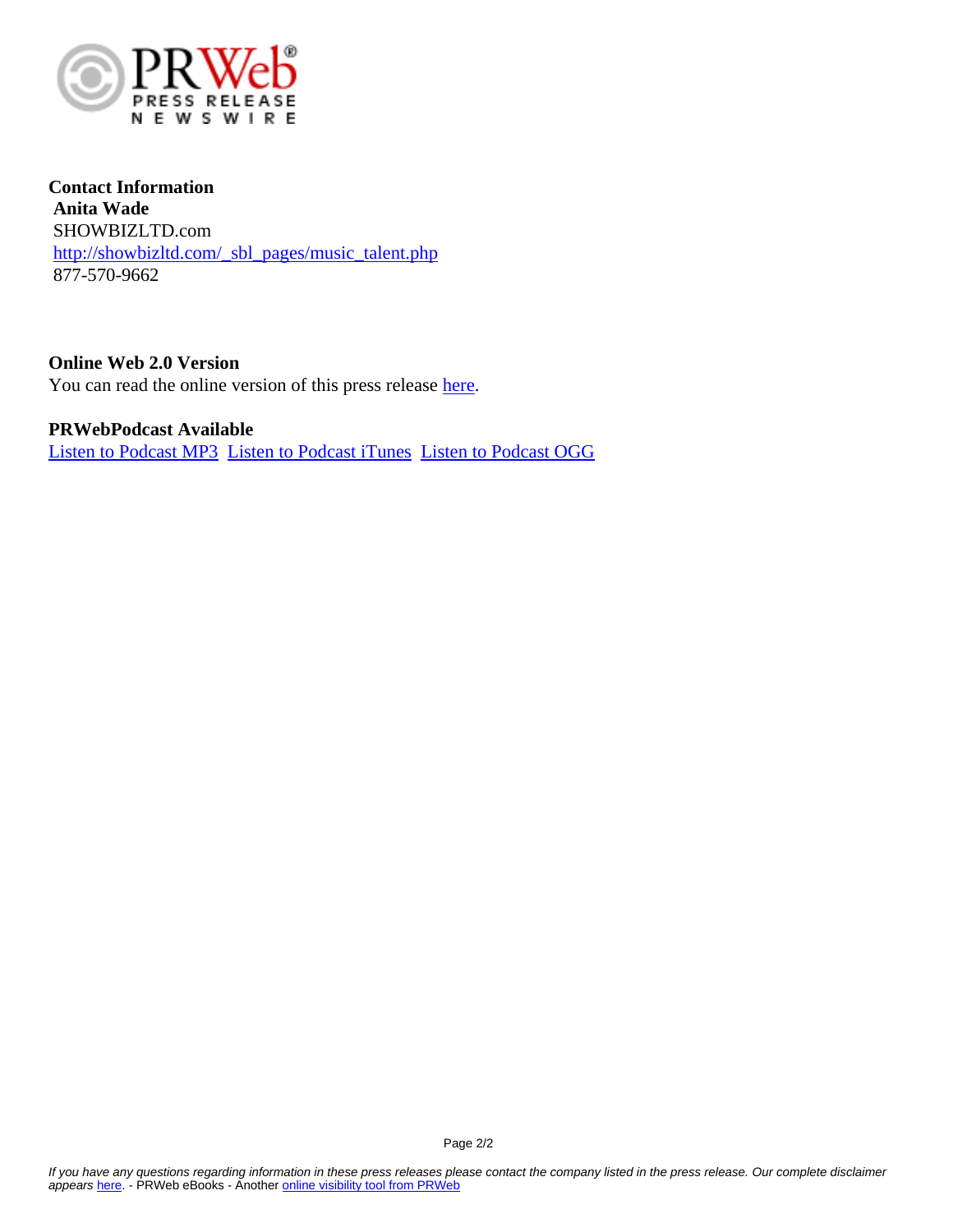**Contact Information**
**Anita Wade**
SHOWBIZLTD.com
http://showbizltd.com/_sbl_pages/music_talent.php
877-570-9662

**Online Web 2.0 Version**
You can read the online version of this press release here.

**PRWebPodcast Available**
Listen to Podcast MP3  Listen to Podcast iTunes  Listen to Podcast OGG

*If you have any questions regarding information in these press releases please contact the company listed in the press release. Our complete disclaimer appears here.* - PRWeb eBooks - Another online visibility tool from PRWeb